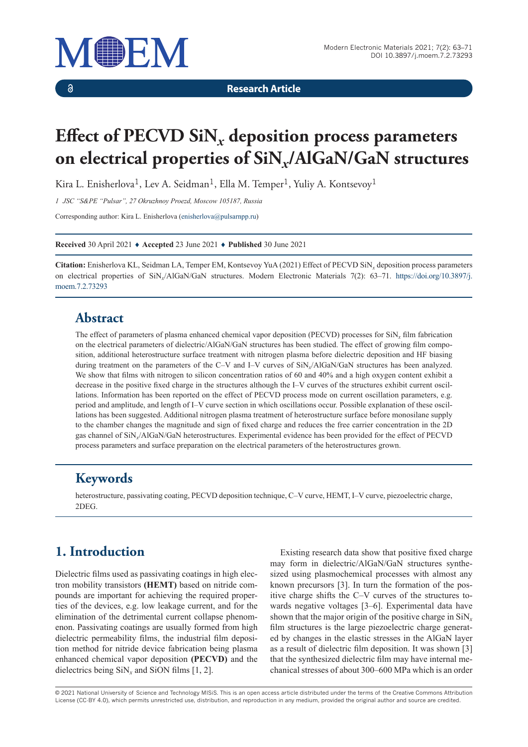**Research Article**

# Effect of PECVD $SiN_x$ deposition process parameters on electrical properties of $SiN_x$/AlGaN/GaN structures

Kira L. Enisherlova[1], Lev A. Seidman[1], Ella M. Temper[1], Yuliy A. Kontsevoy[1]

*1 JSC "S&PE "Pulsar", 27 Okruzhnoy Proezd, Moscow 105187, Russia*

Corresponding author: Kira L. Enisherlova (enisherlova@pulsarnpp.ru)

**Received** 30 April 2021 ♦ **Accepted** 23 June 2021 ♦ **Published** 30 June 2021

**Citation:** Enisherlova KL, Seidman LA, Temper EM, Kontsevoy YuA (2021) Effect of PECVD $SiN_x$ deposition process parameters on electrical properties of $SiN_x$/AlGaN/GaN structures. Modern Electronic Materials 7(2): 63–71. https://doi.org/10.3897/j.moem.7.2.73293

## Abstract

The effect of parameters of plasma enhanced chemical vapor deposition (PECVD) processes for $SiN_x$ film fabrication on the electrical parameters of dielectric/AlGaN/GaN structures has been studied. The effect of growing film composition, additional heterostructure surface treatment with nitrogen plasma before dielectric deposition and HF biasing during treatment on the parameters of the C–V and I–V curves of $SiN_x$/AlGaN/GaN structures has been analyzed. We show that films with nitrogen to silicon concentration ratios of 60 and 40% and a high oxygen content exhibit a decrease in the positive fixed charge in the structures although the I–V curves of the structures exhibit current oscillations. Information has been reported on the effect of PECVD process mode on current oscillation parameters, e.g. period and amplitude, and length of I–V curve section in which oscillations occur. Possible explanation of these oscillations has been suggested. Additional nitrogen plasma treatment of heterostructure surface before monosilane supply to the chamber changes the magnitude and sign of fixed charge and reduces the free carrier concentration in the 2D gas channel of $SiN_x$/AlGaN/GaN heterostructures. Experimental evidence has been provided for the effect of PECVD process parameters and surface preparation on the electrical parameters of the heterostructures grown.

## Keywords

heterostructure, passivating coating, PECVD deposition technique, C–V curve, HEMT, I–V curve, piezoelectric charge, 2DEG.

## 1. Introduction

Dielectric films used as passivating coatings in high electron mobility transistors **(HEMT)** based on nitride compounds are important for achieving the required properties of the devices, e.g. low leakage current, and for the elimination of the detrimental current collapse phenomenon. Passivating coatings are usually formed from high dielectric permeability films, the industrial film deposition method for nitride device fabrication being plasma enhanced chemical vapor deposition **(PECVD)** and the dielectrics being $SiN_x$ and SiON films [1, 2].

Existing research data show that positive fixed charge may form in dielectric/AlGaN/GaN structures synthesized using plasmochemical processes with almost any known precursors [3]. In turn the formation of the positive charge shifts the C–V curves of the structures towards negative voltages [3–6]. Experimental data have shown that the major origin of the positive charge in $SiN_x$ film structures is the large piezoelectric charge generated by changes in the elastic stresses in the AlGaN layer as a result of dielectric film deposition. It was shown [3] that the synthesized dielectric film may have internal mechanical stresses of about 300–600 MPa which is an order

© 2021 National University of Science and Technology MISiS. This is an open access article distributed under the terms of the Creative Commons Attribution License (CC-BY 4.0), which permits unrestricted use, distribution, and reproduction in any medium, provided the original author and source are credited.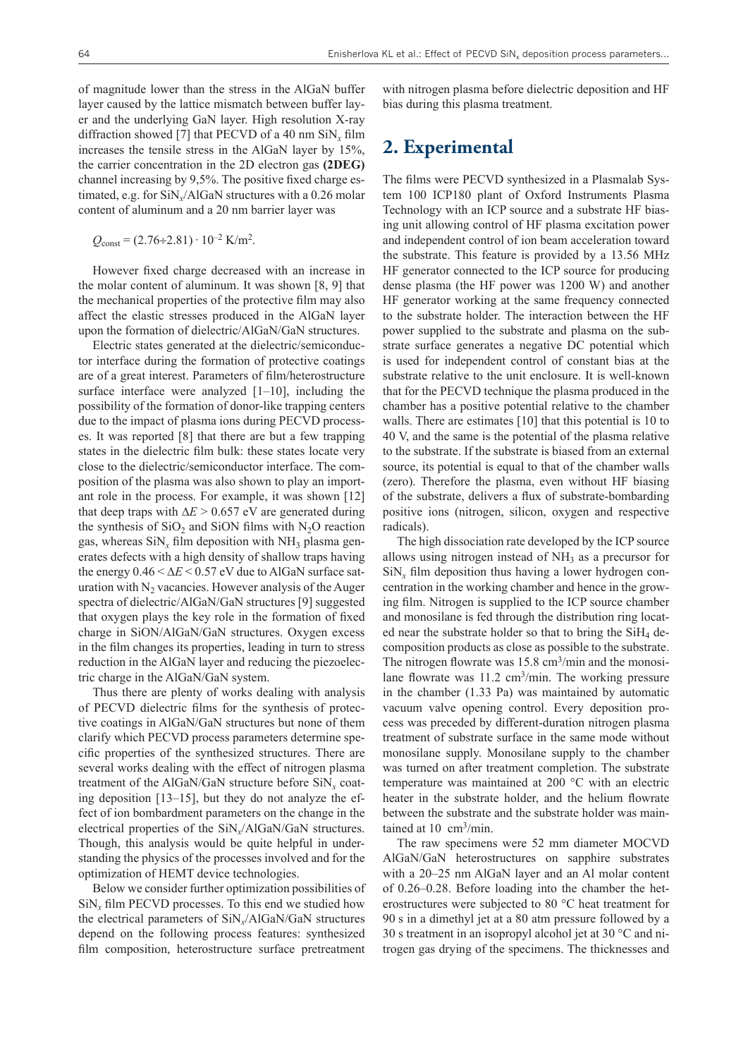of magnitude lower than the stress in the AlGaN buffer layer caused by the lattice mismatch between buffer layer and the underlying GaN layer. High resolution X-ray diffraction showed [7] that PECVD of a 40 nm $SiN_x$ film increases the tensile stress in the AlGaN layer by 15%, the carrier concentration in the 2D electron gas **(2DEG)** channel increasing by 9,5%. The positive fixed charge estimated, e.g. for $SiN_x$/AlGaN structures with a 0.26 molar content of aluminum and a 20 nm barrier layer was

$$Q_{\text{const}} = (2.76 \div 2.81) \cdot 10^{-2}\ \text{K/m}^2.$$

However fixed charge decreased with an increase in the molar content of aluminum. It was shown [8, 9] that the mechanical properties of the protective film may also affect the elastic stresses produced in the AlGaN layer upon the formation of dielectric/AlGaN/GaN structures.

Electric states generated at the dielectric/semiconductor interface during the formation of protective coatings are of a great interest. Parameters of film/heterostructure surface interface were analyzed [1–10], including the possibility of the formation of donor-like trapping centers due to the impact of plasma ions during PECVD processes. It was reported [8] that there are but a few trapping states in the dielectric film bulk: these states locate very close to the dielectric/semiconductor interface. The composition of the plasma was also shown to play an important role in the process. For example, it was shown [12] that deep traps with $\Delta E > 0.657$ eV are generated during the synthesis of $SiO_2$ and SiON films with $N_2O$ reaction gas, whereas $SiN_x$ film deposition with $NH_3$ plasma generates defects with a high density of shallow traps having the energy $0.46 < \Delta E < 0.57$ eV due to AlGaN surface saturation with $N_2$ vacancies. However analysis of the Auger spectra of dielectric/AlGaN/GaN structures [9] suggested that oxygen plays the key role in the formation of fixed charge in SiON/AlGaN/GaN structures. Oxygen excess in the film changes its properties, leading in turn to stress reduction in the AlGaN layer and reducing the piezoelectric charge in the AlGaN/GaN system.

Thus there are plenty of works dealing with analysis of PECVD dielectric films for the synthesis of protective coatings in AlGaN/GaN structures but none of them clarify which PECVD process parameters determine specific properties of the synthesized structures. There are several works dealing with the effect of nitrogen plasma treatment of the AlGaN/GaN structure before $SiN_x$ coating deposition [13–15], but they do not analyze the effect of ion bombardment parameters on the change in the electrical properties of the $SiN_x$/AlGaN/GaN structures. Though, this analysis would be quite helpful in understanding the physics of the processes involved and for the optimization of HEMT device technologies.

Below we consider further optimization possibilities of $SiN_x$ film PECVD processes. To this end we studied how the electrical parameters of $SiN_x$/AlGaN/GaN structures depend on the following process features: synthesized film composition, heterostructure surface pretreatment with nitrogen plasma before dielectric deposition and HF bias during this plasma treatment.

## 2. Experimental

The films were PECVD synthesized in a Plasmalab System 100 ICP180 plant of Oxford Instruments Plasma Technology with an ICP source and a substrate HF biasing unit allowing control of HF plasma excitation power and independent control of ion beam acceleration toward the substrate. This feature is provided by a 13.56 MHz HF generator connected to the ICP source for producing dense plasma (the HF power was 1200 W) and another HF generator working at the same frequency connected to the substrate holder. The interaction between the HF power supplied to the substrate and plasma on the substrate surface generates a negative DC potential which is used for independent control of constant bias at the substrate relative to the unit enclosure. It is well-known that for the PECVD technique the plasma produced in the chamber has a positive potential relative to the chamber walls. There are estimates [10] that this potential is 10 to 40 V, and the same is the potential of the plasma relative to the substrate. If the substrate is biased from an external source, its potential is equal to that of the chamber walls (zero). Therefore the plasma, even without HF biasing of the substrate, delivers a flux of substrate-bombarding positive ions (nitrogen, silicon, oxygen and respective radicals).

The high dissociation rate developed by the ICP source allows using nitrogen instead of $NH_3$ as a precursor for $SiN_x$ film deposition thus having a lower hydrogen concentration in the working chamber and hence in the growing film. Nitrogen is supplied to the ICP source chamber and monosilane is fed through the distribution ring located near the substrate holder so that to bring the $SiH_4$ decomposition products as close as possible to the substrate. The nitrogen flowrate was 15.8 $cm^3$/min and the monosilane flowrate was 11.2 $cm^3$/min. The working pressure in the chamber (1.33 Pa) was maintained by automatic vacuum valve opening control. Every deposition process was preceded by different-duration nitrogen plasma treatment of substrate surface in the same mode without monosilane supply. Monosilane supply to the chamber was turned on after treatment completion. The substrate temperature was maintained at 200 °C with an electric heater in the substrate holder, and the helium flowrate between the substrate and the substrate holder was maintained at 10 $cm^3$/min.

The raw specimens were 52 mm diameter MOCVD AlGaN/GaN heterostructures on sapphire substrates with a 20–25 nm AlGaN layer and an Al molar content of 0.26–0.28. Before loading into the chamber the heterostructures were subjected to 80 °C heat treatment for 90 s in a dimethyl jet at a 80 atm pressure followed by a 30 s treatment in an isopropyl alcohol jet at 30 °C and nitrogen gas drying of the specimens. The thicknesses and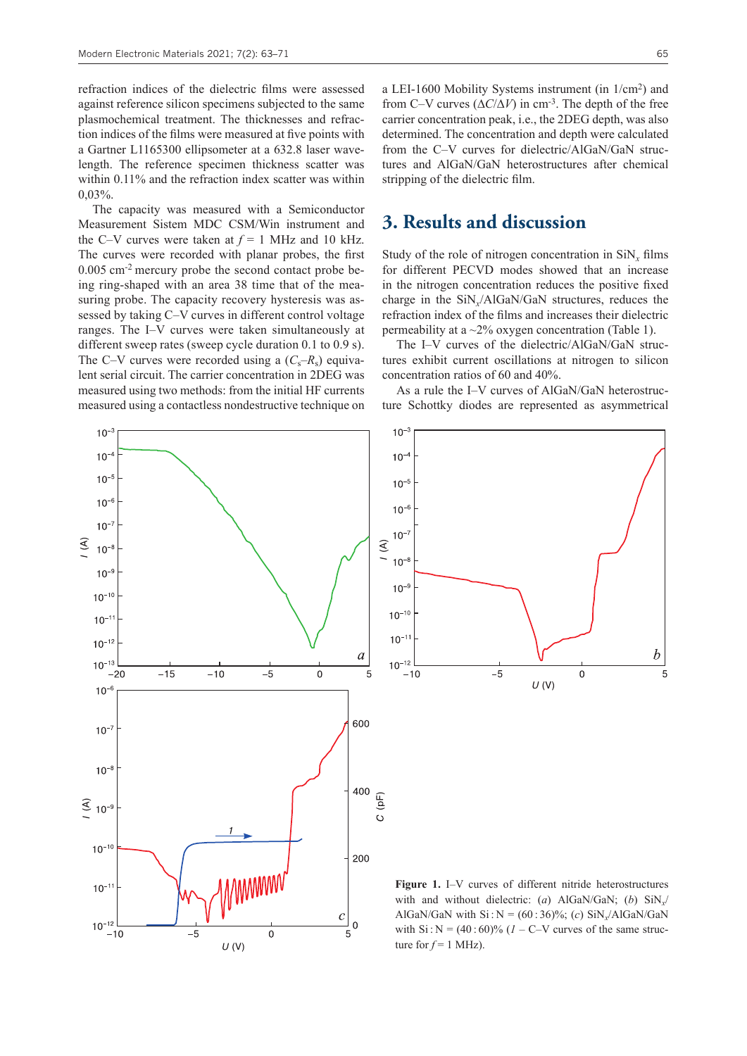refraction indices of the dielectric films were assessed against reference silicon specimens subjected to the same plasmochemical treatment. The thicknesses and refraction indices of the films were measured at five points with a Gartner L1165300 ellipsometer at a 632.8 laser wavelength. The reference specimen thickness scatter was within 0.11% and the refraction index scatter was within 0,03%.

The capacity was measured with a Semiconductor Measurement Sistem MDC CSM/Win instrument and the C–V curves were taken at $f = 1$ MHz and 10 kHz. The curves were recorded with planar probes, the first 0.005 $cm^{-2}$ mercury probe the second contact probe being ring-shaped with an area 38 time that of the measuring probe. The capacity recovery hysteresis was assessed by taking C–V curves in different control voltage ranges. The I–V curves were taken simultaneously at different sweep rates (sweep cycle duration 0.1 to 0.9 s). The C–V curves were recorded using a ($C_s$–$R_s$) equivalent serial circuit. The carrier concentration in 2DEG was measured using two methods: from the initial HF currents measured using a contactless nondestructive technique on a LEI-1600 Mobility Systems instrument (in 1/$cm^2$) and from C–V curves ($\Delta C/\Delta V$) in $cm^{-3}$. The depth of the free carrier concentration peak, i.e., the 2DEG depth, was also determined. The concentration and depth were calculated from the C–V curves for dielectric/AlGaN/GaN structures and AlGaN/GaN heterostructures after chemical stripping of the dielectric film.

# 3. Results and discussion

Study of the role of nitrogen concentration in $SiN_x$ films for different PECVD modes showed that an increase in the nitrogen concentration reduces the positive fixed charge in the $SiN_x$/AlGaN/GaN structures, reduces the refraction index of the films and increases their dielectric permeability at a ~2% oxygen concentration (Table 1).

The I–V curves of the dielectric/AlGaN/GaN structures exhibit current oscillations at nitrogen to silicon concentration ratios of 60 and 40%.

As a rule the I–V curves of AlGaN/GaN heterostructure Schottky diodes are represented as asymmetrical

**Figure 1.** I–V curves of different nitride heterostructures with and without dielectric: (*a*) AlGaN/GaN; (*b*) $SiN_x$/AlGaN/GaN with Si : N = (60 : 36)%; (*c*) $SiN_x$/AlGaN/GaN with Si : N = (40 : 60)% (*1* – C–V curves of the same structure for $f = 1$ MHz).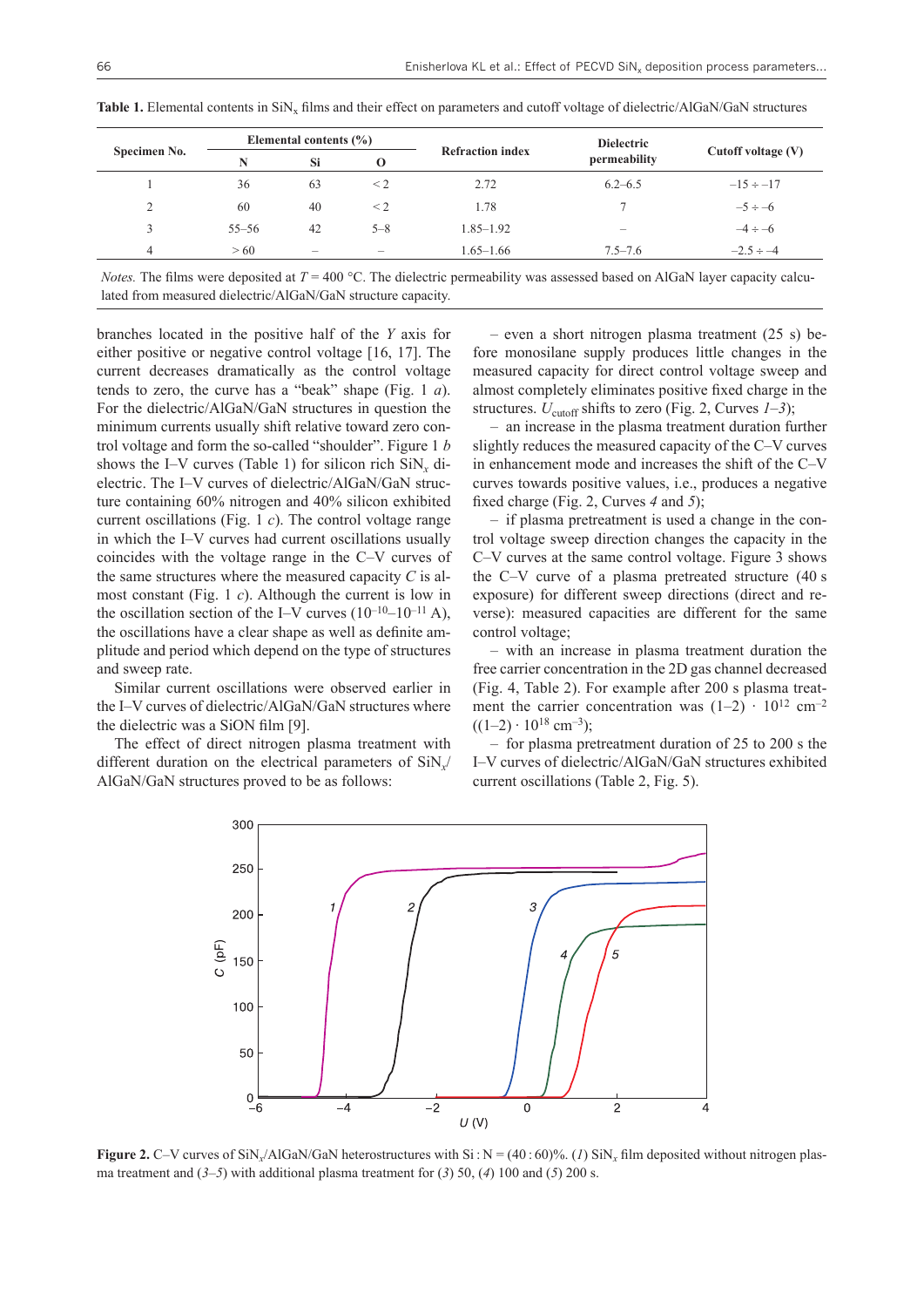**Table 1.** Elemental contents in $SiN_x$ films and their effect on parameters and cutoff voltage of dielectric/AlGaN/GaN structures

| Specimen No. | Elemental contents (%) | | | Refraction index | Dielectric permeability | Cutoff voltage (V) |
|---|---|---|---|---|---|---|
| | N | Si | O | | | |
| 1 | 36 | 63 | < 2 | 2.72 | 6.2–6.5 | −15 ÷ −17 |
| 2 | 60 | 40 | < 2 | 1.78 | 7 | −5 ÷ −6 |
| 3 | 55–56 | 42 | 5–8 | 1.85–1.92 | – | −4 ÷ −6 |
| 4 | > 60 | – | – | 1.65–1.66 | 7.5–7.6 | −2.5 ÷ −4 |

*Notes.* The films were deposited at $T = 400$ °C. The dielectric permeability was assessed based on AlGaN layer capacity calculated from measured dielectric/AlGaN/GaN structure capacity.

branches located in the positive half of the *Y* axis for either positive or negative control voltage [16, 17]. The current decreases dramatically as the control voltage tends to zero, the curve has a "beak" shape (Fig. 1 *a*). For the dielectric/AlGaN/GaN structures in question the minimum currents usually shift relative toward zero control voltage and form the so-called "shoulder". Figure 1 *b* shows the I–V curves (Table 1) for silicon rich $SiN_x$ dielectric. The I–V curves of dielectric/AlGaN/GaN structure containing 60% nitrogen and 40% silicon exhibited current oscillations (Fig. 1 *c*). The control voltage range in which the I–V curves had current oscillations usually coincides with the voltage range in the C–V curves of the same structures where the measured capacity *C* is almost constant (Fig. 1 *c*). Although the current is low in the oscillation section of the I–V curves ($10^{-10}$–$10^{-11}$ A), the oscillations have a clear shape as well as definite amplitude and period which depend on the type of structures and sweep rate.

Similar current oscillations were observed earlier in the I–V curves of dielectric/AlGaN/GaN structures where the dielectric was a SiON film [9].

The effect of direct nitrogen plasma treatment with different duration on the electrical parameters of $SiN_x$/AlGaN/GaN structures proved to be as follows:

– even a short nitrogen plasma treatment (25 s) before monosilane supply produces little changes in the measured capacity for direct control voltage sweep and almost completely eliminates positive fixed charge in the structures. $U_{cutoff}$ shifts to zero (Fig. 2, Curves *1–3*);

– an increase in the plasma treatment duration further slightly reduces the measured capacity of the C–V curves in enhancement mode and increases the shift of the C–V curves towards positive values, i.e., produces a negative fixed charge (Fig. 2, Curves *4* and *5*);

– if plasma pretreatment is used a change in the control voltage sweep direction changes the capacity in the C–V curves at the same control voltage. Figure 3 shows the C–V curve of a plasma pretreated structure (40 s exposure) for different sweep directions (direct and reverse): measured capacities are different for the same control voltage;

– with an increase in plasma treatment duration the free carrier concentration in the 2D gas channel decreased (Fig. 4, Table 2). For example after 200 s plasma treatment the carrier concentration was $(1–2) \cdot 10^{12}$ cm$^{-2}$ ($(1–2) \cdot 10^{18}$ cm$^{-3}$);

– for plasma pretreatment duration of 25 to 200 s the I–V curves of dielectric/AlGaN/GaN structures exhibited current oscillations (Table 2, Fig. 5).

**Figure 2.** C–V curves of $SiN_x$/AlGaN/GaN heterostructures with Si : N = (40 : 60)%. (*1*) $SiN_x$ film deposited without nitrogen plasma treatment and (*3–5*) with additional plasma treatment for (*3*) 50, (*4*) 100 and (*5*) 200 s.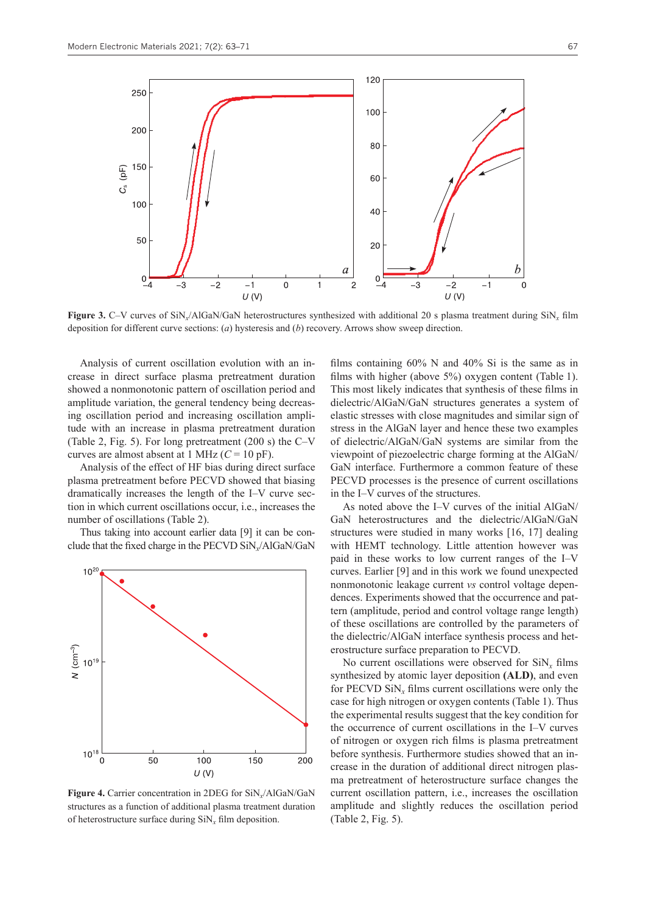**Figure 3.** C–V curves of $SiN_x$/AlGaN/GaN heterostructures synthesized with additional 20 s plasma treatment during $SiN_x$ film deposition for different curve sections: (*a*) hysteresis and (*b*) recovery. Arrows show sweep direction.

Analysis of current oscillation evolution with an increase in direct surface plasma pretreatment duration showed a nonmonotonic pattern of oscillation period and amplitude variation, the general tendency being decreasing oscillation period and increasing oscillation amplitude with an increase in plasma pretreatment duration (Table 2, Fig. 5). For long pretreatment (200 s) the C–V curves are almost absent at 1 MHz ($C = 10$ pF).

Analysis of the effect of HF bias during direct surface plasma pretreatment before PECVD showed that biasing dramatically increases the length of the I–V curve section in which current oscillations occur, i.e., increases the number of oscillations (Table 2).

Thus taking into account earlier data [9] it can be conclude that the fixed charge in the PECVD $SiN_x$/AlGaN/GaN films containing 60% N and 40% Si is the same as in films with higher (above 5%) oxygen content (Table 1). This most likely indicates that synthesis of these films in dielectric/AlGaN/GaN structures generates a system of elastic stresses with close magnitudes and similar sign of stress in the AlGaN layer and hence these two examples of dielectric/AlGaN/GaN systems are similar from the viewpoint of piezoelectric charge forming at the AlGaN/GaN interface. Furthermore a common feature of these PECVD processes is the presence of current oscillations in the I–V curves of the structures.

**Figure 4.** Carrier concentration in 2DEG for $SiN_x$/AlGaN/GaN structures as a function of additional plasma treatment duration of heterostructure surface during $SiN_x$ film deposition.

As noted above the I–V curves of the initial AlGaN/GaN heterostructures and the dielectric/AlGaN/GaN structures were studied in many works [16, 17] dealing with HEMT technology. Little attention however was paid in these works to low current ranges of the I–V curves. Earlier [9] and in this work we found unexpected nonmonotonic leakage current *vs* control voltage dependences. Experiments showed that the occurrence and pattern (amplitude, period and control voltage range length) of these oscillations are controlled by the parameters of the dielectric/AlGaN interface synthesis process and heterostructure surface preparation to PECVD.

No current oscillations were observed for $SiN_x$ films synthesized by atomic layer deposition **(ALD)**, and even for PECVD $SiN_x$ films current oscillations were only the case for high nitrogen or oxygen contents (Table 1). Thus the experimental results suggest that the key condition for the occurrence of current oscillations in the I–V curves of nitrogen or oxygen rich films is plasma pretreatment before synthesis. Furthermore studies showed that an increase in the duration of additional direct nitrogen plasma pretreatment of heterostructure surface changes the current oscillation pattern, i.e., increases the oscillation amplitude and slightly reduces the oscillation period (Table 2, Fig. 5).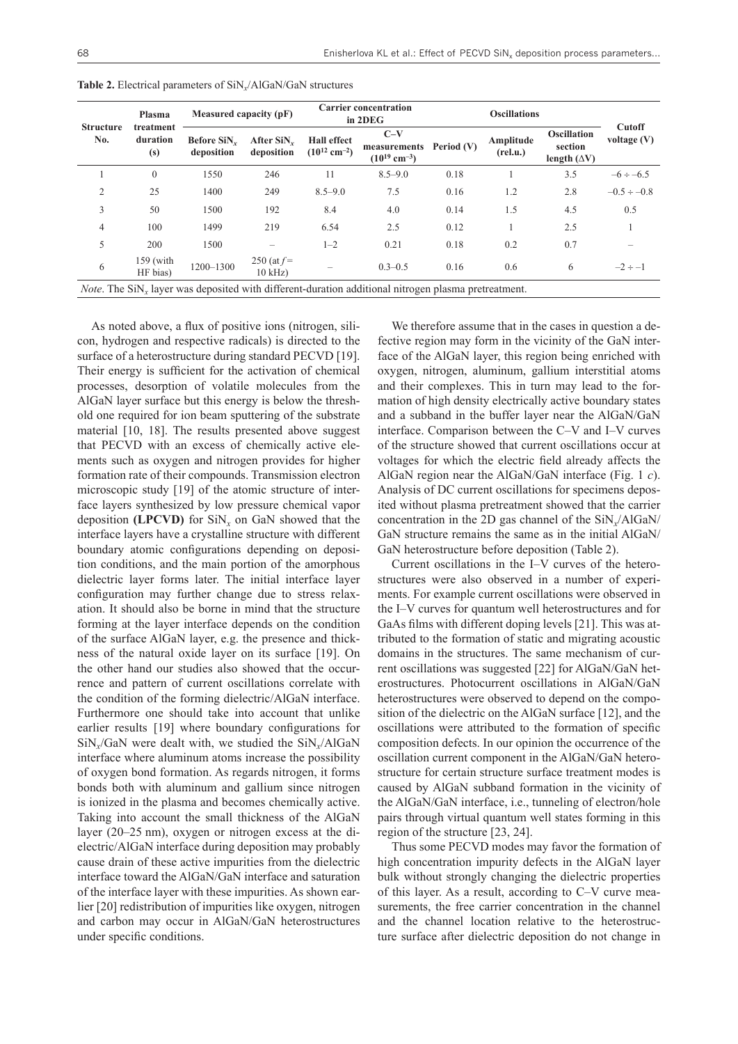**Table 2.** Electrical parameters of $SiN_x$/AlGaN/GaN structures

| Structure No. | Plasma treatment duration (s) | Measured capacity (pF) | | Carrier concentration in 2DEG | | Oscillations | | | Cutoff voltage (V) |
|---|---|---|---|---|---|---|---|---|---|
| | | Before $SiN_x$ deposition | After $SiN_x$ deposition | Hall effect ($10^{12}$ cm$^{-2}$) | C–V measurements ($10^{19}$ cm$^{-3}$) | Period (V) | Amplitude (rel.u.) | Oscillation section length (ΔV) | |
| 1 | 0 | 1550 | 246 | 11 | 8.5–9.0 | 0.18 | 1 | 3.5 | −6 ÷ −6.5 |
| 2 | 25 | 1400 | 249 | 8.5–9.0 | 7.5 | 0.16 | 1.2 | 2.8 | −0.5 ÷ −0.8 |
| 3 | 50 | 1500 | 192 | 8.4 | 4.0 | 0.14 | 1.5 | 4.5 | 0.5 |
| 4 | 100 | 1499 | 219 | 6.54 | 2.5 | 0.12 | 1 | 2.5 | 1 |
| 5 | 200 | 1500 | – | 1–2 | 0.21 | 0.18 | 0.2 | 0.7 | – |
| 6 | 159 (with HF bias) | 1200–1300 | 250 (at $f$ = 10 kHz) | – | 0.3–0.5 | 0.16 | 0.6 | 6 | −2 ÷ −1 |

*Note*. The $SiN_x$ layer was deposited with different-duration additional nitrogen plasma pretreatment.

As noted above, a flux of positive ions (nitrogen, silicon, hydrogen and respective radicals) is directed to the surface of a heterostructure during standard PECVD [19]. Their energy is sufficient for the activation of chemical processes, desorption of volatile molecules from the AlGaN layer surface but this energy is below the threshold one required for ion beam sputtering of the substrate material [10, 18]. The results presented above suggest that PECVD with an excess of chemically active elements such as oxygen and nitrogen provides for higher formation rate of their compounds. Transmission electron microscopic study [19] of the atomic structure of interface layers synthesized by low pressure chemical vapor deposition **(LPCVD)** for $SiN_x$ on GaN showed that the interface layers have a crystalline structure with different boundary atomic configurations depending on deposition conditions, and the main portion of the amorphous dielectric layer forms later. The initial interface layer configuration may further change due to stress relaxation. It should also be borne in mind that the structure forming at the layer interface depends on the condition of the surface AlGaN layer, e.g. the presence and thickness of the natural oxide layer on its surface [19]. On the other hand our studies also showed that the occurrence and pattern of current oscillations correlate with the condition of the forming dielectric/AlGaN interface. Furthermore one should take into account that unlike earlier results [19] where boundary configurations for $SiN_x$/GaN were dealt with, we studied the $SiN_x$/AlGaN interface where aluminum atoms increase the possibility of oxygen bond formation. As regards nitrogen, it forms bonds both with aluminum and gallium since nitrogen is ionized in the plasma and becomes chemically active. Taking into account the small thickness of the AlGaN layer (20–25 nm), oxygen or nitrogen excess at the dielectric/AlGaN interface during deposition may probably cause drain of these active impurities from the dielectric interface toward the AlGaN/GaN interface and saturation of the interface layer with these impurities. As shown earlier [20] redistribution of impurities like oxygen, nitrogen and carbon may occur in AlGaN/GaN heterostructures under specific conditions.

We therefore assume that in the cases in question a defective region may form in the vicinity of the GaN interface of the AlGaN layer, this region being enriched with oxygen, nitrogen, aluminum, gallium interstitial atoms and their complexes. This in turn may lead to the formation of high density electrically active boundary states and a subband in the buffer layer near the AlGaN/GaN interface. Comparison between the C–V and I–V curves of the structure showed that current oscillations occur at voltages for which the electric field already affects the AlGaN region near the AlGaN/GaN interface (Fig. 1 *c*). Analysis of DC current oscillations for specimens deposited without plasma pretreatment showed that the carrier concentration in the 2D gas channel of the $SiN_x$/AlGaN/GaN structure remains the same as in the initial AlGaN/GaN heterostructure before deposition (Table 2).

Current oscillations in the I–V curves of the heterostructures were also observed in a number of experiments. For example current oscillations were observed in the I–V curves for quantum well heterostructures and for GaAs films with different doping levels [21]. This was attributed to the formation of static and migrating acoustic domains in the structures. The same mechanism of current oscillations was suggested [22] for AlGaN/GaN heterostructures. Photocurrent oscillations in AlGaN/GaN heterostructures were observed to depend on the composition of the dielectric on the AlGaN surface [12], and the oscillations were attributed to the formation of specific composition defects. In our opinion the occurrence of the oscillation current component in the AlGaN/GaN heterostructure for certain structure surface treatment modes is caused by AlGaN subband formation in the vicinity of the AlGaN/GaN interface, i.e., tunneling of electron/hole pairs through virtual quantum well states forming in this region of the structure [23, 24].

Thus some PECVD modes may favor the formation of high concentration impurity defects in the AlGaN layer bulk without strongly changing the dielectric properties of this layer. As a result, according to C–V curve measurements, the free carrier concentration in the channel and the channel location relative to the heterostructure surface after dielectric deposition do not change in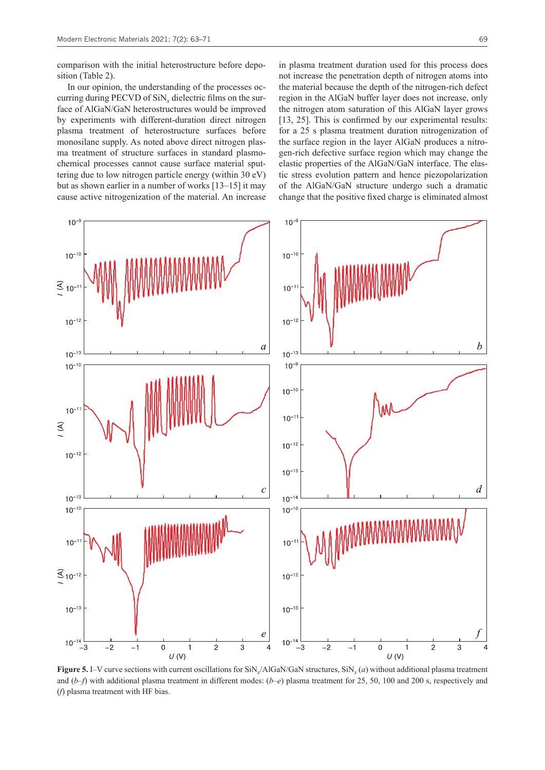comparison with the initial heterostructure before deposition (Table 2).

In our opinion, the understanding of the processes occurring during PECVD of $SiN_x$ dielectric films on the surface of AlGaN/GaN heterostructures would be improved by experiments with different-duration direct nitrogen plasma treatment of heterostructure surfaces before monosilane supply. As noted above direct nitrogen plasma treatment of structure surfaces in standard plasmochemical processes cannot cause surface material sputtering due to low nitrogen particle energy (within 30 eV) but as shown earlier in a number of works [13–15] it may cause active nitrogenization of the material. An increase in plasma treatment duration used for this process does not increase the penetration depth of nitrogen atoms into the material because the depth of the nitrogen-rich defect region in the AlGaN buffer layer does not increase, only the nitrogen atom saturation of this AlGaN layer grows [13, 25]. This is confirmed by our experimental results: for a 25 s plasma treatment duration nitrogenization of the surface region in the layer AlGaN produces a nitrogen-rich defective surface region which may change the elastic properties of the AlGaN/GaN interface. The elastic stress evolution pattern and hence piezopolarization of the AlGaN/GaN structure undergo such a dramatic change that the positive fixed charge is eliminated almost

**Figure 5.** I–V curve sections with current oscillations for $SiN_x$/AlGaN/GaN structures, $SiN_x$ (*a*) without additional plasma treatment and (*b*–*f*) with additional plasma treatment in different modes: (*b*–*e*) plasma treatment for 25, 50, 100 and 200 s, respectively and (*f*) plasma treatment with HF bias.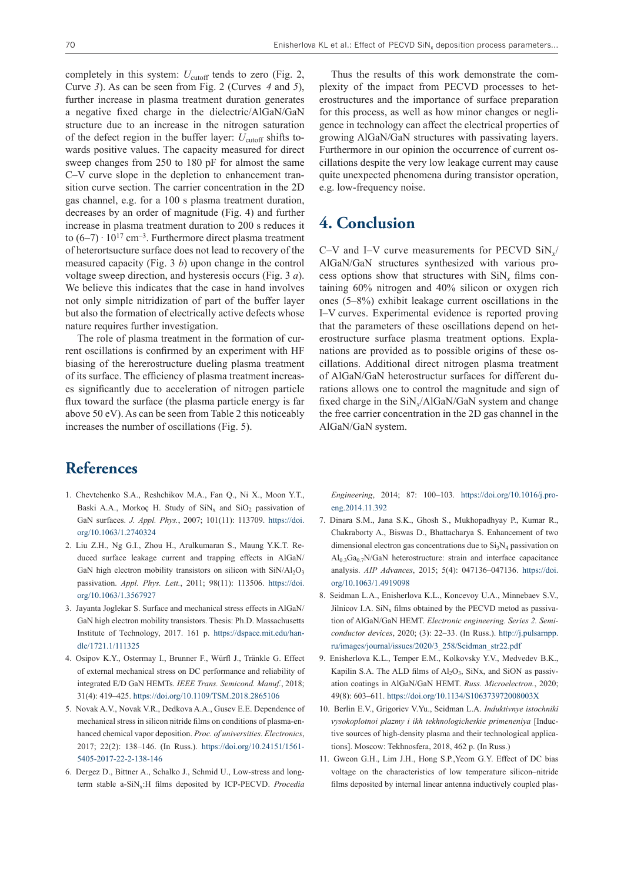completely in this system: $U_{cutoff}$ tends to zero (Fig. 2, Curve *3*). As can be seen from Fig. 2 (Curves *4* and *5*), further increase in plasma treatment duration generates a negative fixed charge in the dielectric/AlGaN/GaN structure due to an increase in the nitrogen saturation of the defect region in the buffer layer: $U_{cutoff}$ shifts towards positive values. The capacity measured for direct sweep changes from 250 to 180 pF for almost the same C–V curve slope in the depletion to enhancement transition curve section. The carrier concentration in the 2D gas channel, e.g. for a 100 s plasma treatment duration, decreases by an order of magnitude (Fig. 4) and further increase in plasma treatment duration to 200 s reduces it to $(6–7) \cdot 10^{17}$ cm$^{-3}$. Furthermore direct plasma treatment of heterortsucture surface does not lead to recovery of the measured capacity (Fig. 3 *b*) upon change in the control voltage sweep direction, and hysteresis occurs (Fig. 3 *a*). We believe this indicates that the case in hand involves not only simple nitridization of part of the buffer layer but also the formation of electrically active defects whose nature requires further investigation.

The role of plasma treatment in the formation of current oscillations is confirmed by an experiment with HF biasing of the hererostructure dueling plasma treatment of its surface. The efficiency of plasma treatment increases significantly due to acceleration of nitrogen particle flux toward the surface (the plasma particle energy is far above 50 eV). As can be seen from Table 2 this noticeably increases the number of oscillations (Fig. 5).

Thus the results of this work demonstrate the complexity of the impact from PECVD processes to heterostructures and the importance of surface preparation for this process, as well as how minor changes or negligence in technology can affect the electrical properties of growing AlGaN/GaN structures with passivating layers. Furthermore in our opinion the occurrence of current oscillations despite the very low leakage current may cause quite unexpected phenomena during transistor operation, e.g. low-frequency noise.

## 4. Conclusion

C–V and I–V curve measurements for PECVD $SiN_x$/AlGaN/GaN structures synthesized with various process options show that structures with $SiN_x$ films containing 60% nitrogen and 40% silicon or oxygen rich ones (5–8%) exhibit leakage current oscillations in the I–V curves. Experimental evidence is reported proving that the parameters of these oscillations depend on heterostructure surface plasma treatment options. Explanations are provided as to possible origins of these oscillations. Additional direct nitrogen plasma treatment of AlGaN/GaN heterostructur surfaces for different durations allows one to control the magnitude and sign of fixed charge in the $SiN_x$/AlGaN/GaN system and change the free carrier concentration in the 2D gas channel in the AlGaN/GaN system.

## References

1. Chevtchenko S.A., Reshchikov M.A., Fan Q., Ni X., Moon Y.T., Baski A.A., Morkoç H. Study of $SiN_x$ and $SiO_2$ passivation of GaN surfaces. *J. Appl. Phys.*, 2007; 101(11): 113709. https://doi.org/10.1063/1.2740324
2. Liu Z.H., Ng G.I., Zhou H., Arulkumaran S., Maung Y.K.T. Reduced surface leakage current and trapping effects in AlGaN/GaN high electron mobility transistors on silicon with $SiN/Al_2O_3$ passivation. *Appl. Phys. Lett.*, 2011; 98(11): 113506. https://doi.org/10.1063/1.3567927
3. Jayanta Joglekar S. Surface and mechanical stress effects in AlGaN/GaN high electron mobility transistors. Thesis: Ph.D. Massachusetts Institute of Technology, 2017. 161 p. https://dspace.mit.edu/handle/1721.1/111325
4. Osipov K.Y., Ostermay I., Brunner F., Würfl J., Tränkle G. Effect of external mechanical stress on DC performance and reliability of integrated E/D GaN HEMTs. *IEEE Trans. Semicond. Manuf.*, 2018; 31(4): 419–425. https://doi.org/10.1109/TSM.2018.2865106
5. Novak A.V., Novak V.R., Dedkova A.A., Gusev E.E. Dependence of mechanical stress in silicon nitride films on conditions of plasma-enhanced chemical vapor deposition. *Proc. of universities. Electronics*, 2017; 22(2): 138–146. (In Russ.). https://doi.org/10.24151/1561-5405-2017-22-2-138-146
6. Dergez D., Bittner A., Schalko J., Schmid U., Low-stress and long-term stable a-$SiN_x$:H films deposited by ICP-PECVD. *Procedia Engineering*, 2014; 87: 100–103. https://doi.org/10.1016/j.proeng.2014.11.392
7. Dinara S.M., Jana S.K., Ghosh S., Mukhopadhyay P., Kumar R., Chakraborty A., Biswas D., Bhattacharya S. Enhancement of two dimensional electron gas concentrations due to $Si_3N_4$ passivation on $Al_{0.3}Ga_{0.7}N$/GaN heterostructure: strain and interface capacitance analysis. *AIP Advances*, 2015; 5(4): 047136–047136. https://doi.org/10.1063/1.4919098
8. Seidman L.A., Enisherlova K.L., Koncevoy U.A., Minnebaev S.V., Jilnicov I.A. $SiN_x$ films obtained by the PECVD metod as passivation of AlGaN/GaN HEMT. *Electronic engineering. Series 2. Semiconductor devices*, 2020; (3): 22–33. (In Russ.). http://j.pulsarnpp.ru/images/journal/issues/2020/3_258/Seidman_str22.pdf
9. Enisherlova K.L., Temper E.M., Kolkovsky Y.V., Medvedev B.K., Kapilin S.A. The ALD films of $Al_2O_3$, SiNx, and SiON as passivation coatings in AlGaN/GaN HEMT. *Russ. Microelectron.*, 2020; 49(8): 603–611. https://doi.org/10.1134/S106373972008003X
10. Berlin E.V., Grigoriev V.Yu., Seidman L.A. *Induktivnye istochniki vysokoplotnoi plazmy i ikh tekhnologicheskie primeneniya* [Inductive sources of high-density plasma and their technological applications]. Moscow: Tekhnosfera, 2018, 462 p. (In Russ.)
11. Gweon G.H., Lim J.H., Hong S.P.,Yeom G.Y. Effect of DC bias voltage on the characteristics of low temperature silicon–nitride films deposited by internal linear antenna inductively coupled plas-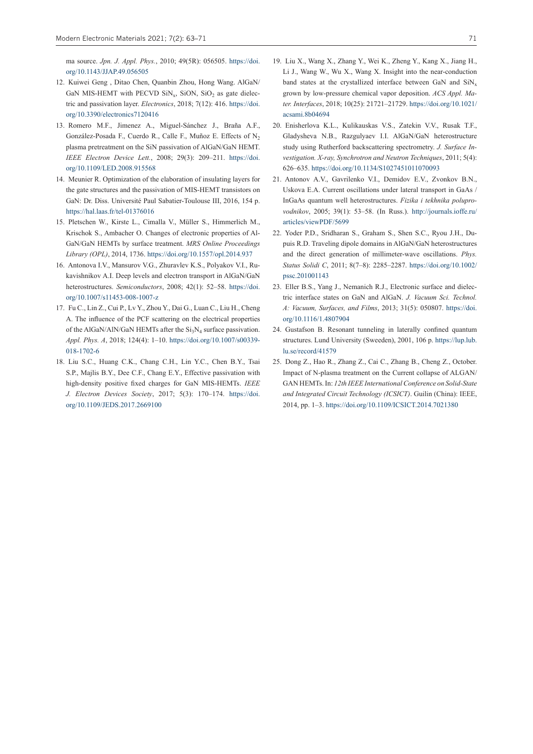ma source. *Jpn. J. Appl. Phys.*, 2010; 49(5R): 056505. https://doi.org/10.1143/JJAP.49.056505

12. Kuiwei Geng , Ditao Chen, Quanbin Zhou, Hong Wang. AlGaN/GaN MIS-HEMT with PECVD $SiN_x$, SiON, $SiO_2$ as gate dielectric and passivation layer. *Electronics*, 2018; 7(12): 416. https://doi.org/10.3390/electronics7120416
13. Romero M.F., Jimenez A., Miguel-Sánchez J., Braña A.F., González-Posada F., Cuerdo R., Calle F., Muñoz E. Effects of $N_2$ plasma pretreatment on the SiN passivation of AlGaN/GaN HEMT. *IEEE Electron Device Lett.*, 2008; 29(3): 209–211. https://doi.org/10.1109/LED.2008.915568
14. Meunier R. Optimization of the elaboration of insulating layers for the gate structures and the passivation of MIS-HEMT transistors on GaN: Dr. Diss. Université Paul Sabatier-Toulouse III, 2016, 154 p. https://hal.laas.fr/tel-01376016
15. Pletschen W., Kirste L., Cimalla V., Müller S., Himmerlich M., Krischok S., Ambacher O. Changes of electronic properties of AlGaN/GaN HEMTs by surface treatment. *MRS Online Proceedings Library (OPL)*, 2014, 1736. https://doi.org/10.1557/opl.2014.937
16. Antonova I.V., Mansurov V.G., Zhuravlev K.S., Polyakov V.I., Rukavishnikov A.I. Deep levels and electron transport in AlGaN/GaN heterostructures. *Semiconductors*, 2008; 42(1): 52–58. https://doi.org/10.1007/s11453-008-1007-z
17. Fu C., Lin Z., Cui P., Lv Y., Zhou Y., Dai G., Luan C., Liu H., Cheng A. The influence of the PCF scattering on the electrical properties of the AlGaN/AlN/GaN HEMTs after the $Si_3N_4$ surface passivation. *Appl. Phys. A*, 2018; 124(4): 1–10. https://doi.org/10.1007/s00339-018-1702-6
18. Liu S.C., Huang C.K., Chang C.H., Lin Y.C., Chen B.Y., Tsai S.P., Majlis B.Y., Dee C.F., Chang E.Y., Effective passivation with high-density positive fixed charges for GaN MIS-HEMTs. *IEEE J. Electron Devices Society*, 2017; 5(3): 170–174. https://doi.org/10.1109/JEDS.2017.2669100
19. Liu X., Wang X., Zhang Y., Wei K., Zheng Y., Kang X., Jiang H., Li J., Wang W., Wu X., Wang X. Insight into the near-conduction band states at the crystallized interface between GaN and $SiN_x$ grown by low-pressure chemical vapor deposition. *ACS Appl. Mater. Interfaces*, 2018; 10(25): 21721–21729. https://doi.org/10.1021/acsami.8b04694
20. Enisherlova K.L., Kulikauskas V.S., Zatekin V.V., Rusak T.F., Gladysheva N.B., Razgulyaev I.I. AlGaN/GaN heterostructure study using Rutherford backscattering spectrometry. *J. Surface Investigation. X-ray, Synchrotron and Neutron Techniques*, 2011; 5(4): 626–635. https://doi.org/10.1134/S1027451011070093
21. Antonov A.V., Gavrilenko V.I., Demidov E.V., Zvonkov B.N., Uskova E.A. Current oscillations under lateral transport in GaAs / InGaAs quantum well heterostructures. *Fizika i tekhnika poluprovodnikov*, 2005; 39(1): 53–58. (In Russ.). http://journals.ioffe.ru/articles/viewPDF/5699
22. Yoder P.D., Sridharan S., Graham S., Shen S.C., Ryou J.H., Dupuis R.D. Traveling dipole domains in AlGaN/GaN heterostructures and the direct generation of millimeter-wave oscillations. *Phys. Status Solidi C*, 2011; 8(7–8): 2285–2287. https://doi.org/10.1002/pssc.201001143
23. Eller B.S., Yang J., Nemanich R.J., Electronic surface and dielectric interface states on GaN and AlGaN. *J. Vacuum Sci. Technol. A: Vacuum, Surfaces, and Films*, 2013; 31(5): 050807. https://doi.org/10.1116/1.4807904
24. Gustafson B. Resonant tunneling in laterally confined quantum structures. Lund University (Sweden), 2001, 106 p. https://lup.lub.lu.se/record/41579
25. Dong Z., Hao R., Zhang Z., Cai C., Zhang B., Cheng Z., October. Impact of N-plasma treatment on the Current collapse of ALGAN/GAN HEMTs. In: *12th IEEE International Conference on Solid-State and Integrated Circuit Technology (ICSICT)*. Guilin (China): IEEE, 2014, pp. 1–3. https://doi.org/10.1109/ICSICT.2014.7021380